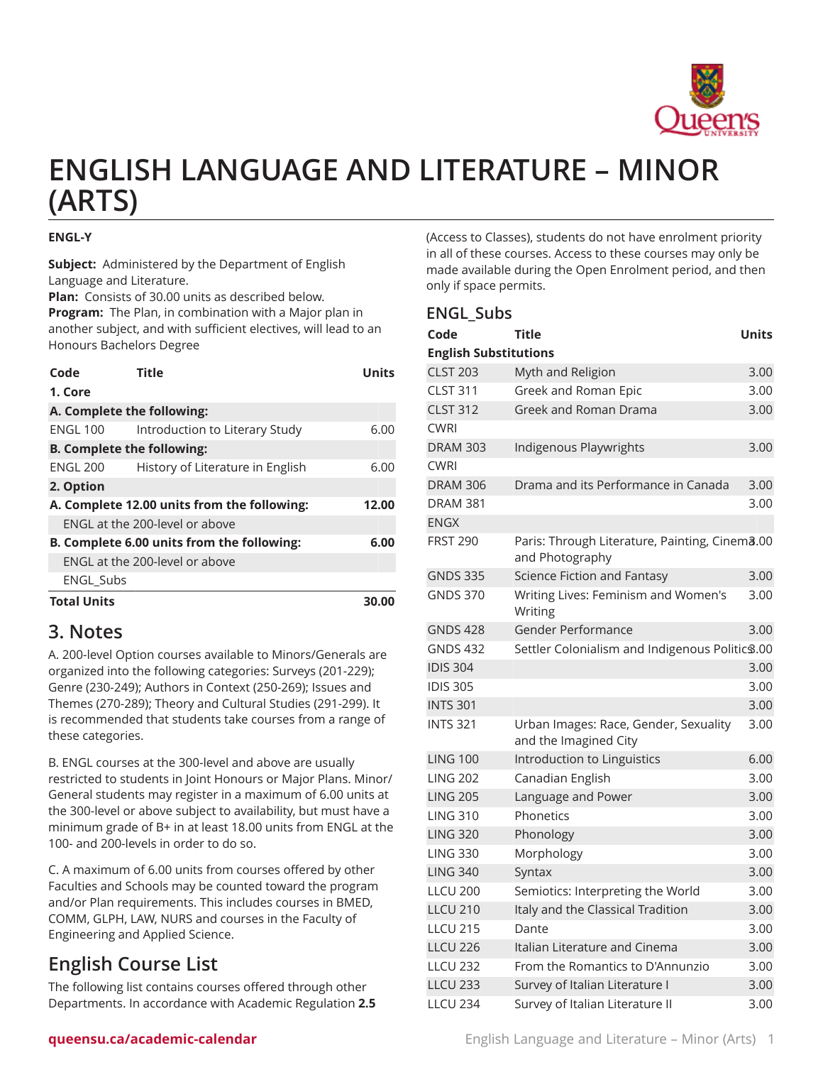# ENGLISH LANGUAGE AND LITERATURE – MINOR (ARTS)

**ENGL-Y**

**Subject:** Administered by the Department of English Language and Literature.
**Plan:** Consists of 30.00 units as described below.
**Program:** The Plan, in combination with a Major plan in another subject, and with sufficient electives, will lead to an Honours Bachelors Degree

| Code | Title | Units |
|---|---|---|
| **1. Core** | | |
| **A. Complete the following:** | | |
| ENGL 100 | Introduction to Literary Study | 6.00 |
| **B. Complete the following:** | | |
| ENGL 200 | History of Literature in English | 6.00 |
| **2. Option** | | |
| **A. Complete 12.00 units from the following:** | | **12.00** |
| ENGL at the 200-level or above | | |
| **B. Complete 6.00 units from the following:** | | **6.00** |
| ENGL at the 200-level or above | | |
| ENGL_Subs | | |
| **Total Units** | | **30.00** |

## 3. Notes

A. 200-level Option courses available to Minors/Generals are organized into the following categories: Surveys (201-229); Genre (230-249); Authors in Context (250-269); Issues and Themes (270-289); Theory and Cultural Studies (291-299). It is recommended that students take courses from a range of these categories.

B. ENGL courses at the 300-level and above are usually restricted to students in Joint Honours or Major Plans. Minor/General students may register in a maximum of 6.00 units at the 300-level or above subject to availability, but must have a minimum grade of B+ in at least 18.00 units from ENGL at the 100- and 200-levels in order to do so.

C. A maximum of 6.00 units from courses offered by other Faculties and Schools may be counted toward the program and/or Plan requirements. This includes courses in BMED, COMM, GLPH, LAW, NURS and courses in the Faculty of Engineering and Applied Science.

## English Course List

The following list contains courses offered through other Departments. In accordance with Academic Regulation **2.5** (Access to Classes), students do not have enrolment priority in all of these courses. Access to these courses may only be made available during the Open Enrolment period, and then only if space permits.

## ENGL_Subs

| Code | Title | Units |
|---|---|---|
| **English Substitutions** | | |
| CLST 203 | Myth and Religion | 3.00 |
| CLST 311 | Greek and Roman Epic | 3.00 |
| CLST 312 | Greek and Roman Drama | 3.00 |
| CWRI | | |
| DRAM 303 | Indigenous Playwrights | 3.00 |
| CWRI | | |
| DRAM 306 | Drama and its Performance in Canada | 3.00 |
| DRAM 381 | | 3.00 |
| ENGX | | |
| FRST 290 | Paris: Through Literature, Painting, Cinema and Photography | 3.00 |
| GNDS 335 | Science Fiction and Fantasy | 3.00 |
| GNDS 370 | Writing Lives: Feminism and Women's Writing | 3.00 |
| GNDS 428 | Gender Performance | 3.00 |
| GNDS 432 | Settler Colonialism and Indigenous Politics | 3.00 |
| IDIS 304 | | 3.00 |
| IDIS 305 | | 3.00 |
| INTS 301 | | 3.00 |
| INTS 321 | Urban Images: Race, Gender, Sexuality and the Imagined City | 3.00 |
| LING 100 | Introduction to Linguistics | 6.00 |
| LING 202 | Canadian English | 3.00 |
| LING 205 | Language and Power | 3.00 |
| LING 310 | Phonetics | 3.00 |
| LING 320 | Phonology | 3.00 |
| LING 330 | Morphology | 3.00 |
| LING 340 | Syntax | 3.00 |
| LLCU 200 | Semiotics: Interpreting the World | 3.00 |
| LLCU 210 | Italy and the Classical Tradition | 3.00 |
| LLCU 215 | Dante | 3.00 |
| LLCU 226 | Italian Literature and Cinema | 3.00 |
| LLCU 232 | From the Romantics to D'Annunzio | 3.00 |
| LLCU 233 | Survey of Italian Literature I | 3.00 |
| LLCU 234 | Survey of Italian Literature II | 3.00 |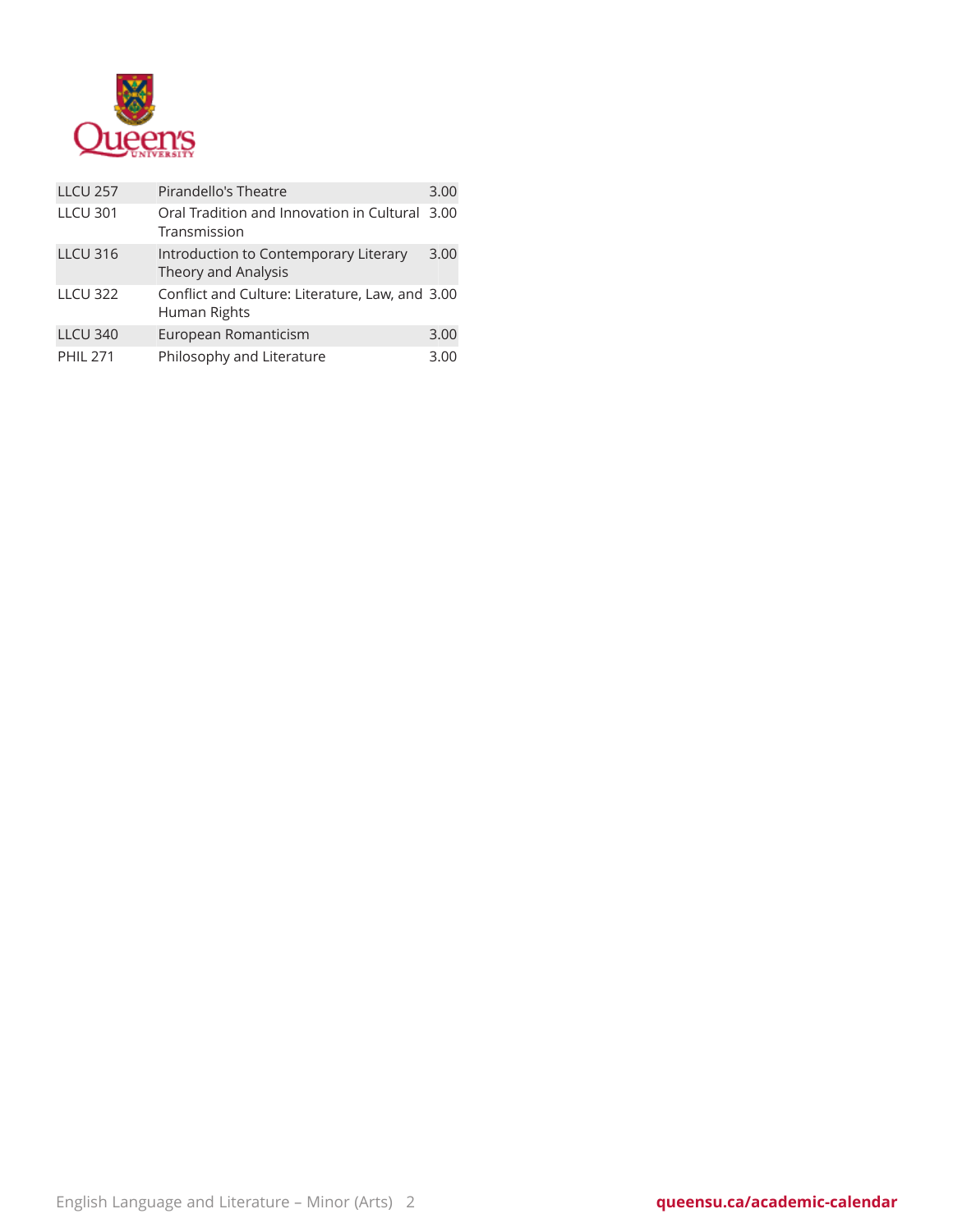| | | |
|---|---|---|
| LLCU 257 | Pirandello's Theatre | 3.00 |
| LLCU 301 | Oral Tradition and Innovation in Cultural Transmission | 3.00 |
| LLCU 316 | Introduction to Contemporary Literary Theory and Analysis | 3.00 |
| LLCU 322 | Conflict and Culture: Literature, Law, and Human Rights | 3.00 |
| LLCU 340 | European Romanticism | 3.00 |
| PHIL 271 | Philosophy and Literature | 3.00 |